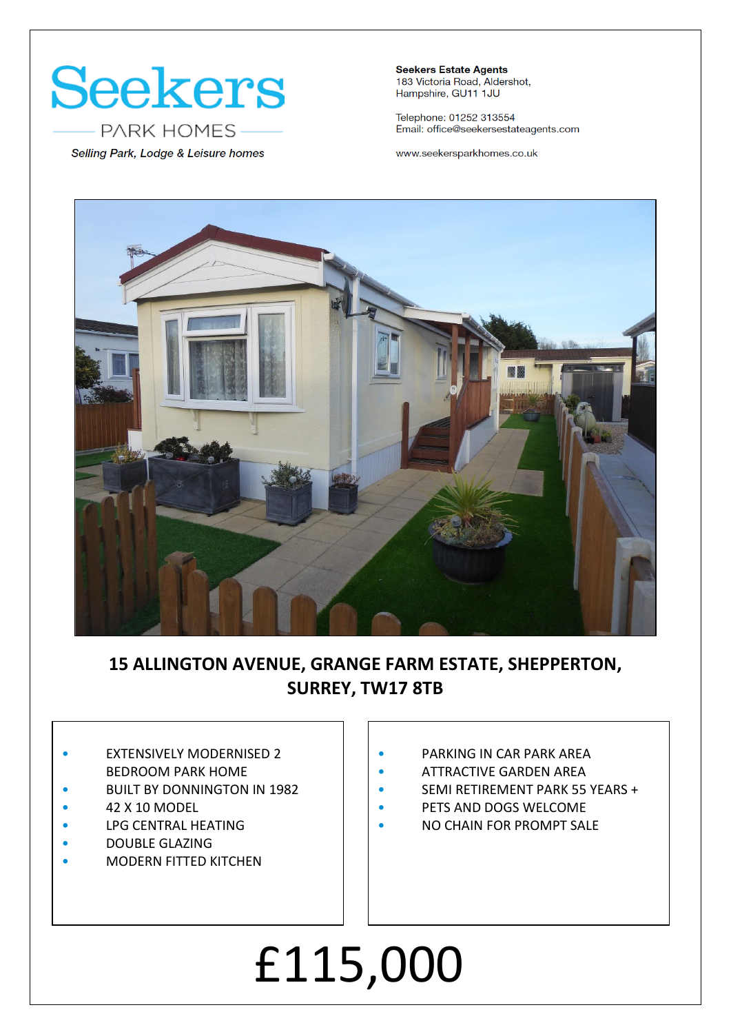# Seekers

PARK HOMES

*Selling Park, Lodge & Leisure homes*

**Seekers Estate Agents**
183 Victoria Road, Aldershot,
Hampshire, GU11 1JU

Telephone: 01252 313554
Email: office@seekersestateagents.com

www.seekersparkhomes.co.uk

## 15 ALLINGTON AVENUE, GRANGE FARM ESTATE, SHEPPERTON, SURREY, TW17 8TB

- EXTENSIVELY MODERNISED 2 BEDROOM PARK HOME
- BUILT BY DONNINGTON IN 1982
- 42 X 10 MODEL
- LPG CENTRAL HEATING
- DOUBLE GLAZING
- MODERN FITTED KITCHEN

- PARKING IN CAR PARK AREA
- ATTRACTIVE GARDEN AREA
- SEMI RETIREMENT PARK 55 YEARS +
- PETS AND DOGS WELCOME
- NO CHAIN FOR PROMPT SALE

# £115,000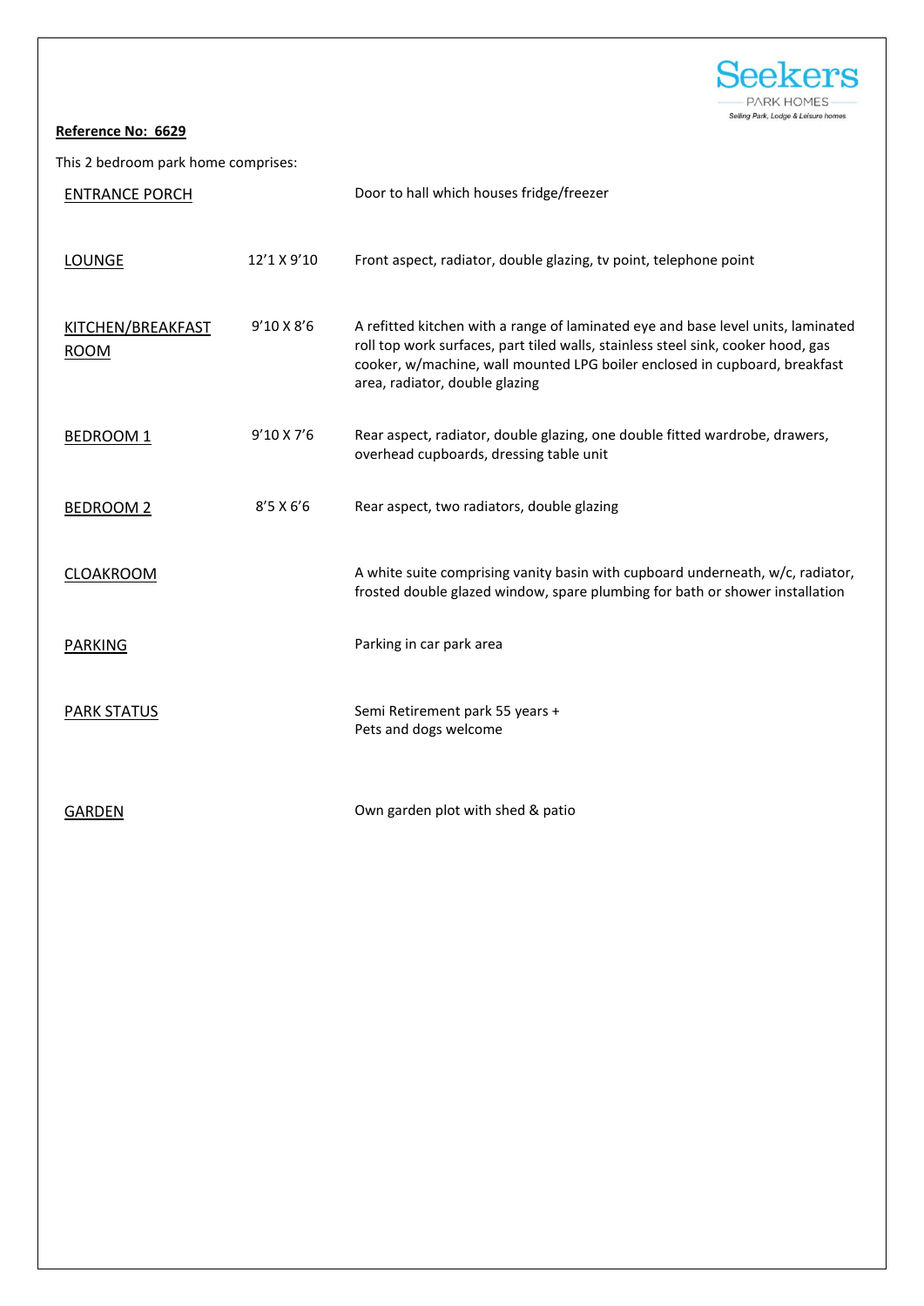**Reference No: 6629**

This 2 bedroom park home comprises:

| | | |
|---|---|---|
| ENTRANCE PORCH | | Door to hall which houses fridge/freezer |
| LOUNGE | 12'1 X 9'10 | Front aspect, radiator, double glazing, tv point, telephone point |
| KITCHEN/BREAKFAST ROOM | 9'10 X 8'6 | A refitted kitchen with a range of laminated eye and base level units, laminated roll top work surfaces, part tiled walls, stainless steel sink, cooker hood, gas cooker, w/machine, wall mounted LPG boiler enclosed in cupboard, breakfast area, radiator, double glazing |
| BEDROOM 1 | 9'10 X 7'6 | Rear aspect, radiator, double glazing, one double fitted wardrobe, drawers, overhead cupboards, dressing table unit |
| BEDROOM 2 | 8'5 X 6'6 | Rear aspect, two radiators, double glazing |
| CLOAKROOM | | A white suite comprising vanity basin with cupboard underneath, w/c, radiator, frosted double glazed window, spare plumbing for bath or shower installation |
| PARKING | | Parking in car park area |
| PARK STATUS | | Semi Retirement park 55 years +<br>Pets and dogs welcome |
| GARDEN | | Own garden plot with shed & patio |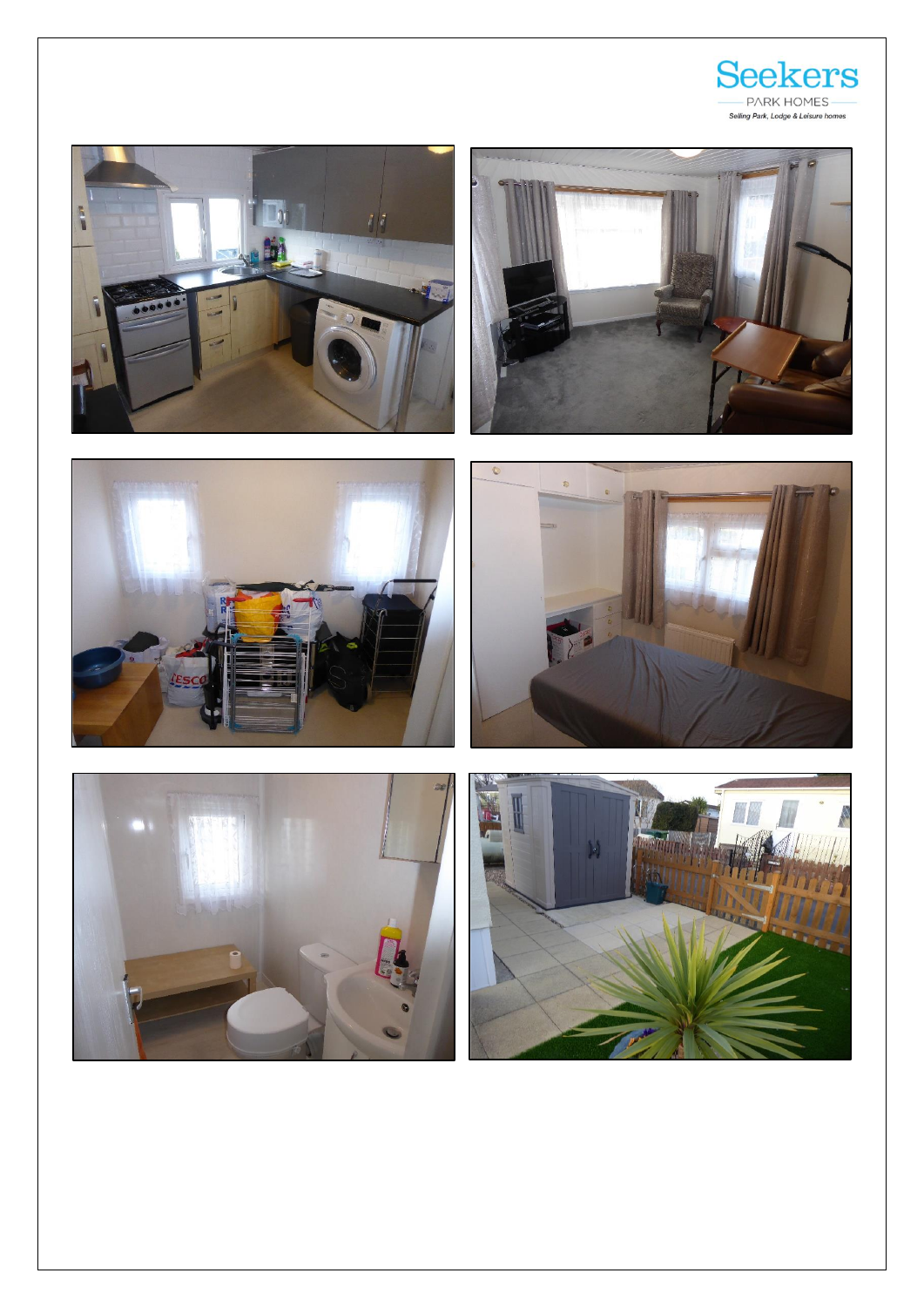Seekers
PARK HOMES
Selling Park, Lodge & Leisure homes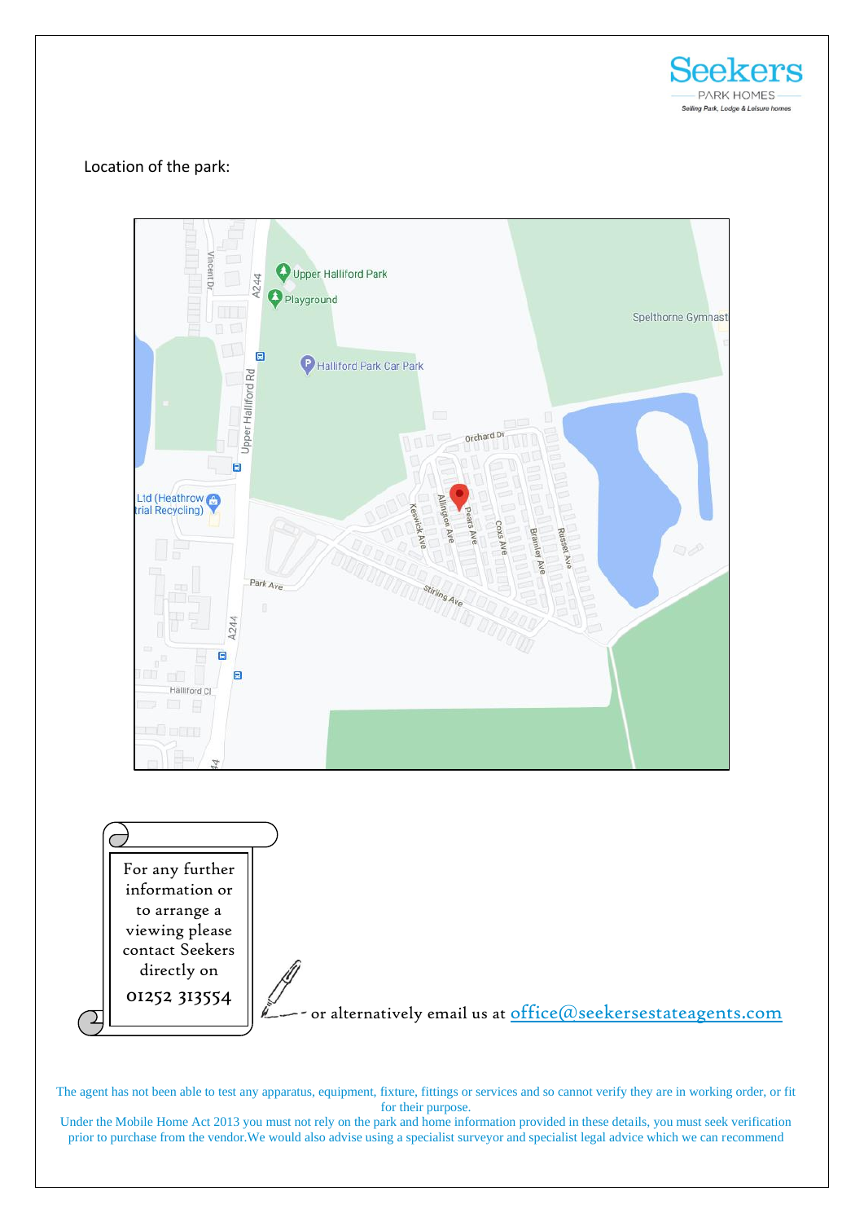Location of the park:

Upper Halliford Park

Playground

Spelthorne Gymnast

Halliford Park Car Park

Orchard Dr

Upper Halliford Rd

A244

Vincent Dr

Ltd (Heathrow
trial Recycling)

Keswick Ave

Allington Ave

Pears Ave

Coxs Ave

Bramley Ave

Russet Ave

Park Ave

Stirling Ave

Halliford Cl

For any further information or to arrange a viewing please contact Seekers directly on 01252 313554

or alternatively email us at office@seekersestateagents.com

The agent has not been able to test any apparatus, equipment, fixture, fittings or services and so cannot verify they are in working order, or fit for their purpose.

Under the Mobile Home Act 2013 you must not rely on the park and home information provided in these details, you must seek verification prior to purchase from the vendor.We would also advise using a specialist surveyor and specialist legal advice which we can recommend